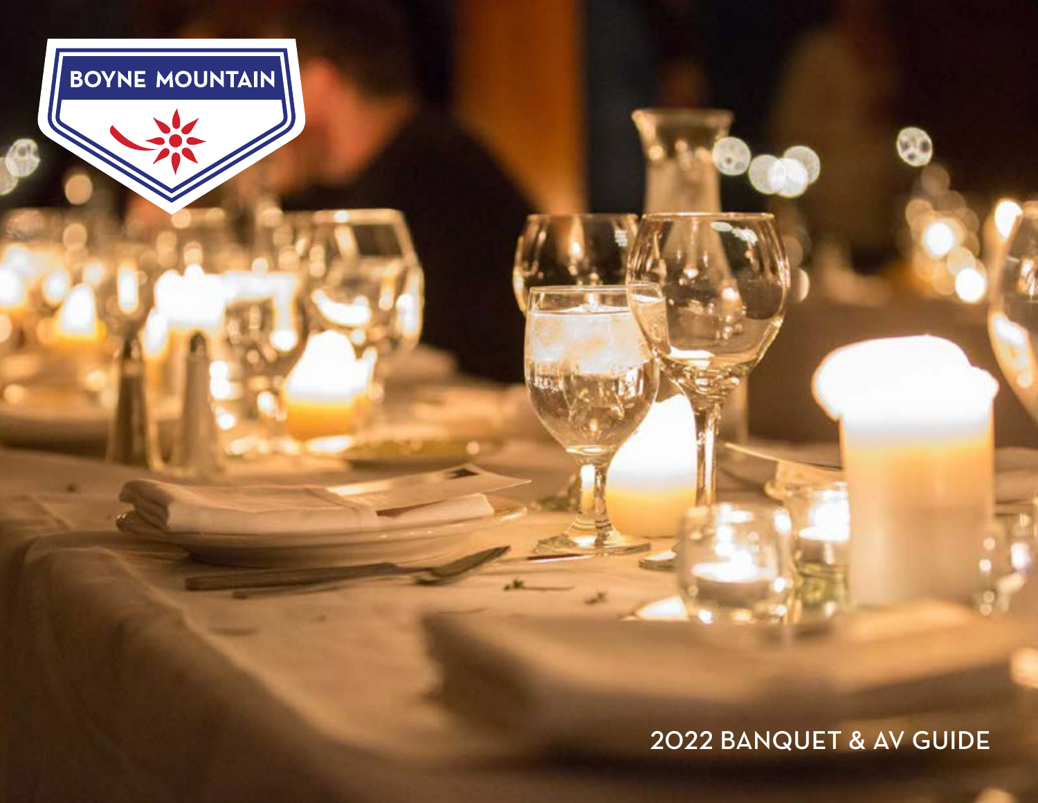BOYNE MOUNTAIN

# 2022 BANQUET & AV GUIDE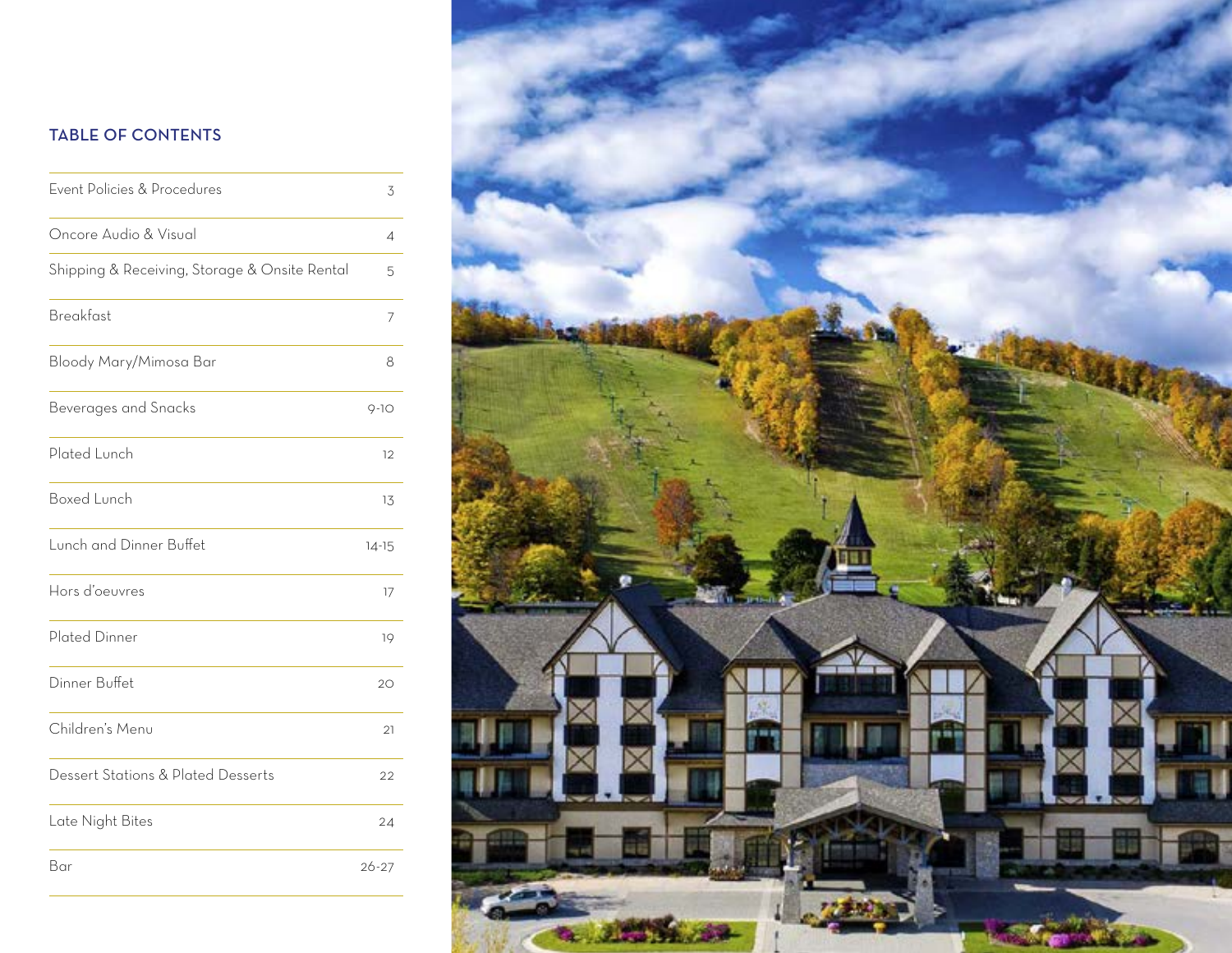## TABLE OF CONTENTS

| Section | Page |
|---|---|
| Event Policies & Procedures | 3 |
| Oncore Audio & Visual | 4 |
| Shipping & Receiving, Storage & Onsite Rental | 5 |
| Breakfast | 7 |
| Bloody Mary/Mimosa Bar | 8 |
| Beverages and Snacks | 9-10 |
| Plated Lunch | 12 |
| Boxed Lunch | 13 |
| Lunch and Dinner Buffet | 14-15 |
| Hors d'oeuvres | 17 |
| Plated Dinner | 19 |
| Dinner Buffet | 20 |
| Children's Menu | 21 |
| Dessert Stations & Plated Desserts | 22 |
| Late Night Bites | 24 |
| Bar | 26-27 |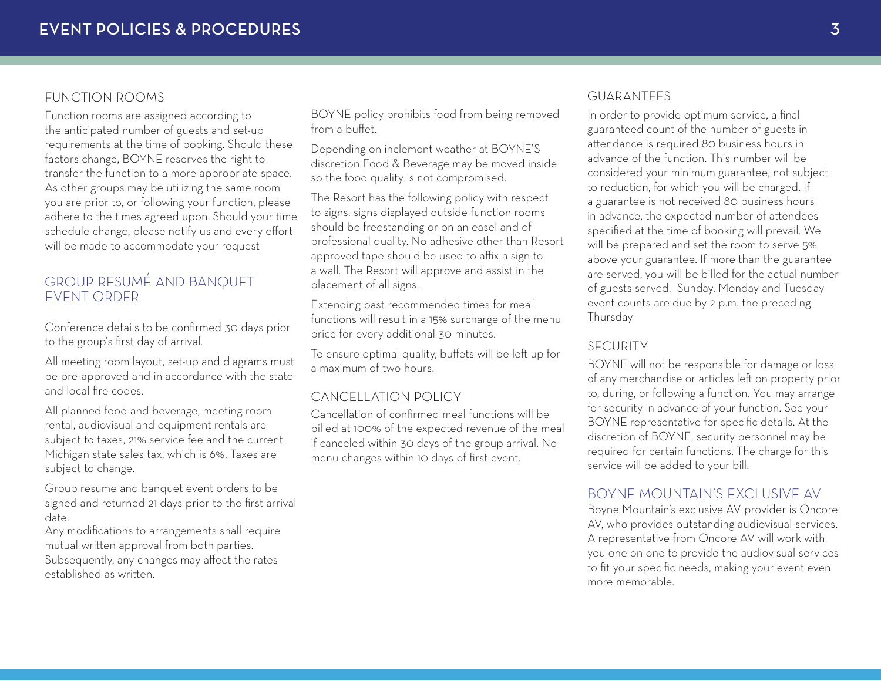# EVENT POLICIES & PROCEDURES

## FUNCTION ROOMS

Function rooms are assigned according to the anticipated number of guests and set-up requirements at the time of booking. Should these factors change, BOYNE reserves the right to transfer the function to a more appropriate space. As other groups may be utilizing the same room you are prior to, or following your function, please adhere to the times agreed upon. Should your time schedule change, please notify us and every effort will be made to accommodate your request

## GROUP RESUMÉ AND BANQUET EVENT ORDER

Conference details to be confirmed 30 days prior to the group's first day of arrival.

All meeting room layout, set-up and diagrams must be pre-approved and in accordance with the state and local fire codes.

All planned food and beverage, meeting room rental, audiovisual and equipment rentals are subject to taxes, 21% service fee and the current Michigan state sales tax, which is 6%. Taxes are subject to change.

Group resume and banquet event orders to be signed and returned 21 days prior to the first arrival date.

Any modifications to arrangements shall require mutual written approval from both parties. Subsequently, any changes may affect the rates established as written.

BOYNE policy prohibits food from being removed from a buffet.

Depending on inclement weather at BOYNE'S discretion Food & Beverage may be moved inside so the food quality is not compromised.

The Resort has the following policy with respect to signs: signs displayed outside function rooms should be freestanding or on an easel and of professional quality. No adhesive other than Resort approved tape should be used to affix a sign to a wall. The Resort will approve and assist in the placement of all signs.

Extending past recommended times for meal functions will result in a 15% surcharge of the menu price for every additional 30 minutes.

To ensure optimal quality, buffets will be left up for a maximum of two hours.

## CANCELLATION POLICY

Cancellation of confirmed meal functions will be billed at 100% of the expected revenue of the meal if canceled within 30 days of the group arrival. No menu changes within 10 days of first event.

## GUARANTEES

In order to provide optimum service, a final guaranteed count of the number of guests in attendance is required 80 business hours in advance of the function. This number will be considered your minimum guarantee, not subject to reduction, for which you will be charged. If a guarantee is not received 80 business hours in advance, the expected number of attendees specified at the time of booking will prevail. We will be prepared and set the room to serve 5% above your guarantee. If more than the guarantee are served, you will be billed for the actual number of guests served. Sunday, Monday and Tuesday event counts are due by 2 p.m. the preceding Thursday

## SECURITY

BOYNE will not be responsible for damage or loss of any merchandise or articles left on property prior to, during, or following a function. You may arrange for security in advance of your function. See your BOYNE representative for specific details. At the discretion of BOYNE, security personnel may be required for certain functions. The charge for this service will be added to your bill.

## BOYNE MOUNTAIN'S EXCLUSIVE AV

Boyne Mountain's exclusive AV provider is Oncore AV, who provides outstanding audiovisual services. A representative from Oncore AV will work with you one on one to provide the audiovisual services to fit your specific needs, making your event even more memorable.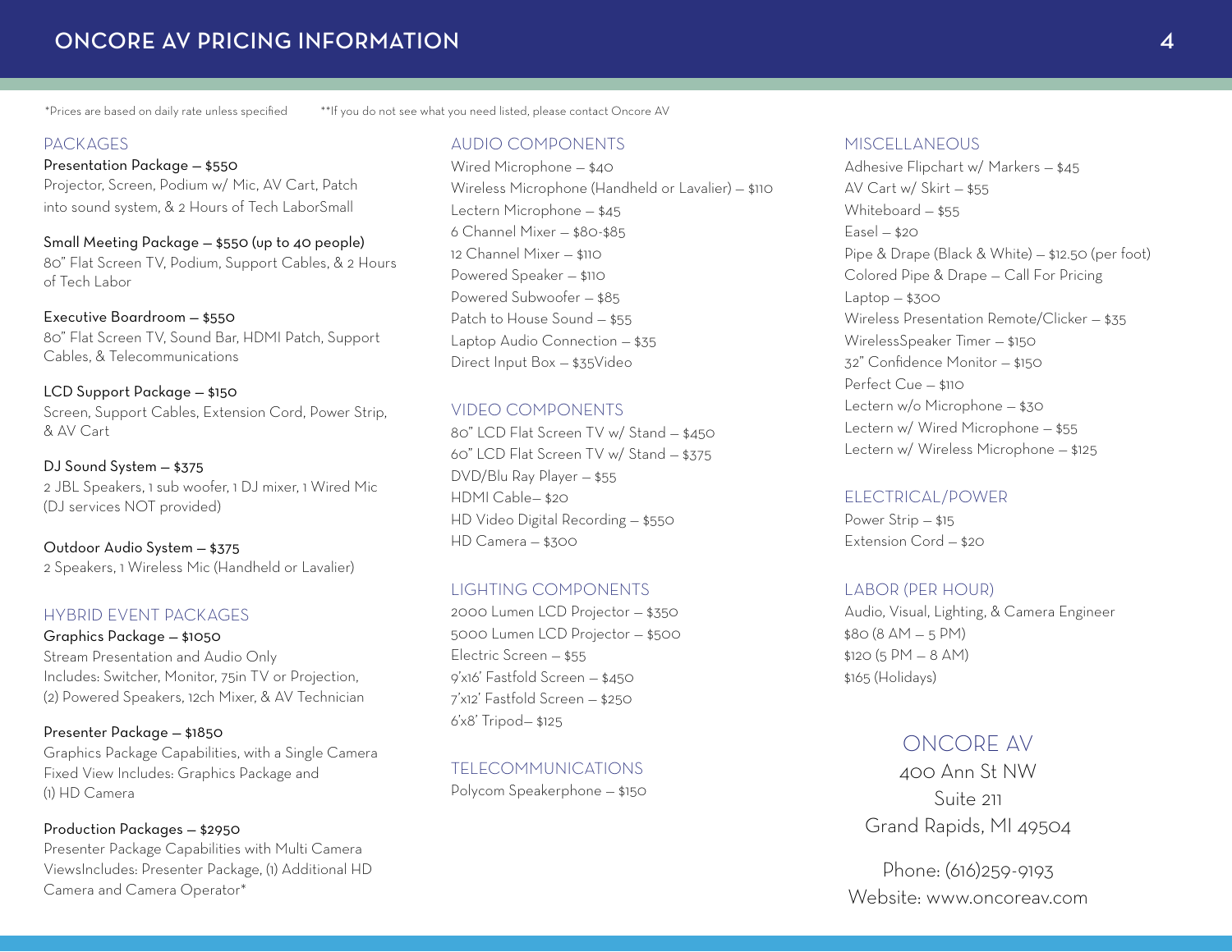# ONCORE AV PRICING INFORMATION

*Prices are based on daily rate unless specified **If you do not see what you need listed, please contact Oncore AV

## PACKAGES

**Presentation Package – $550**
Projector, Screen, Podium w/ Mic, AV Cart, Patch into sound system, & 2 Hours of Tech LaborSmall

**Small Meeting Package – $550 (up to 40 people)**
80" Flat Screen TV, Podium, Support Cables, & 2 Hours of Tech Labor

**Executive Boardroom – $550**
80" Flat Screen TV, Sound Bar, HDMI Patch, Support Cables, & Telecommunications

**LCD Support Package – $150**
Screen, Support Cables, Extension Cord, Power Strip, & AV Cart

**DJ Sound System – $375**
2 JBL Speakers, 1 sub woofer, 1 DJ mixer, 1 Wired Mic (DJ services NOT provided)

**Outdoor Audio System – $375**
2 Speakers, 1 Wireless Mic (Handheld or Lavalier)

## HYBRID EVENT PACKAGES

**Graphics Package – $1050**
Stream Presentation and Audio Only
Includes: Switcher, Monitor, 75in TV or Projection, (2) Powered Speakers, 12ch Mixer, & AV Technician

**Presenter Package – $1850**
Graphics Package Capabilities, with a Single Camera Fixed View Includes: Graphics Package and (1) HD Camera

**Production Packages – $2950**
Presenter Package Capabilities with Multi Camera ViewsIncludes: Presenter Package, (1) Additional HD Camera and Camera Operator*

## AUDIO COMPONENTS

Wired Microphone – $40
Wireless Microphone (Handheld or Lavalier) – $110
Lectern Microphone – $45
6 Channel Mixer – $80-$85
12 Channel Mixer – $110
Powered Speaker – $110
Powered Subwoofer – $85
Patch to House Sound – $55
Laptop Audio Connection – $35
Direct Input Box – $35Video

## VIDEO COMPONENTS

80" LCD Flat Screen TV w/ Stand – $450
60" LCD Flat Screen TV w/ Stand – $375
DVD/Blu Ray Player – $55
HDMI Cable– $20
HD Video Digital Recording – $550
HD Camera – $300

## LIGHTING COMPONENTS

2000 Lumen LCD Projector – $350
5000 Lumen LCD Projector – $500
Electric Screen – $55
9'x16' Fastfold Screen – $450
7'x12' Fastfold Screen – $250
6'x8' Tripod– $125

## TELECOMMUNICATIONS

Polycom Speakerphone – $150

## MISCELLANEOUS

Adhesive Flipchart w/ Markers – $45
AV Cart w/ Skirt – $55
Whiteboard – $55
Easel – $20
Pipe & Drape (Black & White) – $12.50 (per foot)
Colored Pipe & Drape – Call For Pricing
Laptop – $300
Wireless Presentation Remote/Clicker – $35
WirelessSpeaker Timer – $150
32" Confidence Monitor – $150
Perfect Cue – $110
Lectern w/o Microphone – $30
Lectern w/ Wired Microphone – $55
Lectern w/ Wireless Microphone – $125

## ELECTRICAL/POWER

Power Strip – $15
Extension Cord – $20

## LABOR (PER HOUR)

Audio, Visual, Lighting, & Camera Engineer
$80 (8 AM – 5 PM)
$120 (5 PM – 8 AM)
$165 (Holidays)

## ONCORE AV

400 Ann St NW
Suite 211
Grand Rapids, MI 49504

Phone: (616)259-9193
Website: www.oncoreav.com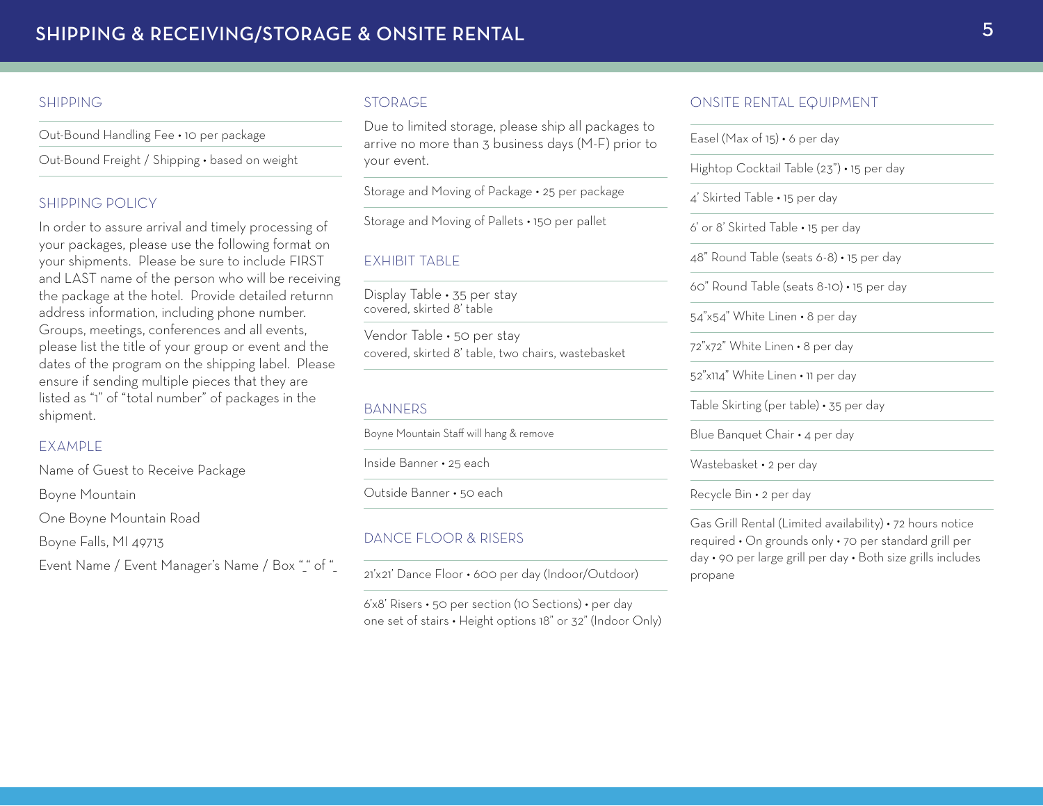# SHIPPING & RECEIVING/STORAGE & ONSITE RENTAL

## SHIPPING

Out-Bound Handling Fee • 10 per package

Out-Bound Freight / Shipping • based on weight

## SHIPPING POLICY

In order to assure arrival and timely processing of your packages, please use the following format on your shipments. Please be sure to include FIRST and LAST name of the person who will be receiving the package at the hotel. Provide detailed returnn address information, including phone number. Groups, meetings, conferences and all events, please list the title of your group or event and the dates of the program on the shipping label. Please ensure if sending multiple pieces that they are listed as "1" of "total number" of packages in the shipment.

## EXAMPLE

Name of Guest to Receive Package

Boyne Mountain

One Boyne Mountain Road

Boyne Falls, MI 49713

Event Name / Event Manager's Name / Box "_" of "_

## STORAGE

Due to limited storage, please ship all packages to arrive no more than 3 business days (M-F) prior to your event.

Storage and Moving of Package • 25 per package

Storage and Moving of Pallets • 150 per pallet

## EXHIBIT TABLE

Display Table • 35 per stay
covered, skirted 8' table

Vendor Table • 50 per stay
covered, skirted 8' table, two chairs, wastebasket

## BANNERS

Boyne Mountain Staff will hang & remove

Inside Banner • 25 each

Outside Banner • 50 each

## DANCE FLOOR & RISERS

21'x21' Dance Floor • 600 per day (Indoor/Outdoor)

6'x8' Risers • 50 per section (10 Sections) • per day
one set of stairs • Height options 18" or 32" (Indoor Only)

## ONSITE RENTAL EQUIPMENT

Easel (Max of 15) • 6 per day

Hightop Cocktail Table (23") • 15 per day

4' Skirted Table • 15 per day

6' or 8' Skirted Table • 15 per day

48" Round Table (seats 6-8) • 15 per day

60" Round Table (seats 8-10) • 15 per day

54"x54" White Linen • 8 per day

72"x72" White Linen • 8 per day

52"x114" White Linen • 11 per day

Table Skirting (per table) • 35 per day

Blue Banquet Chair • 4 per day

Wastebasket • 2 per day

Recycle Bin • 2 per day

Gas Grill Rental (Limited availability) • 72 hours notice required • On grounds only • 70 per standard grill per day • 90 per large grill per day • Both size grills includes propane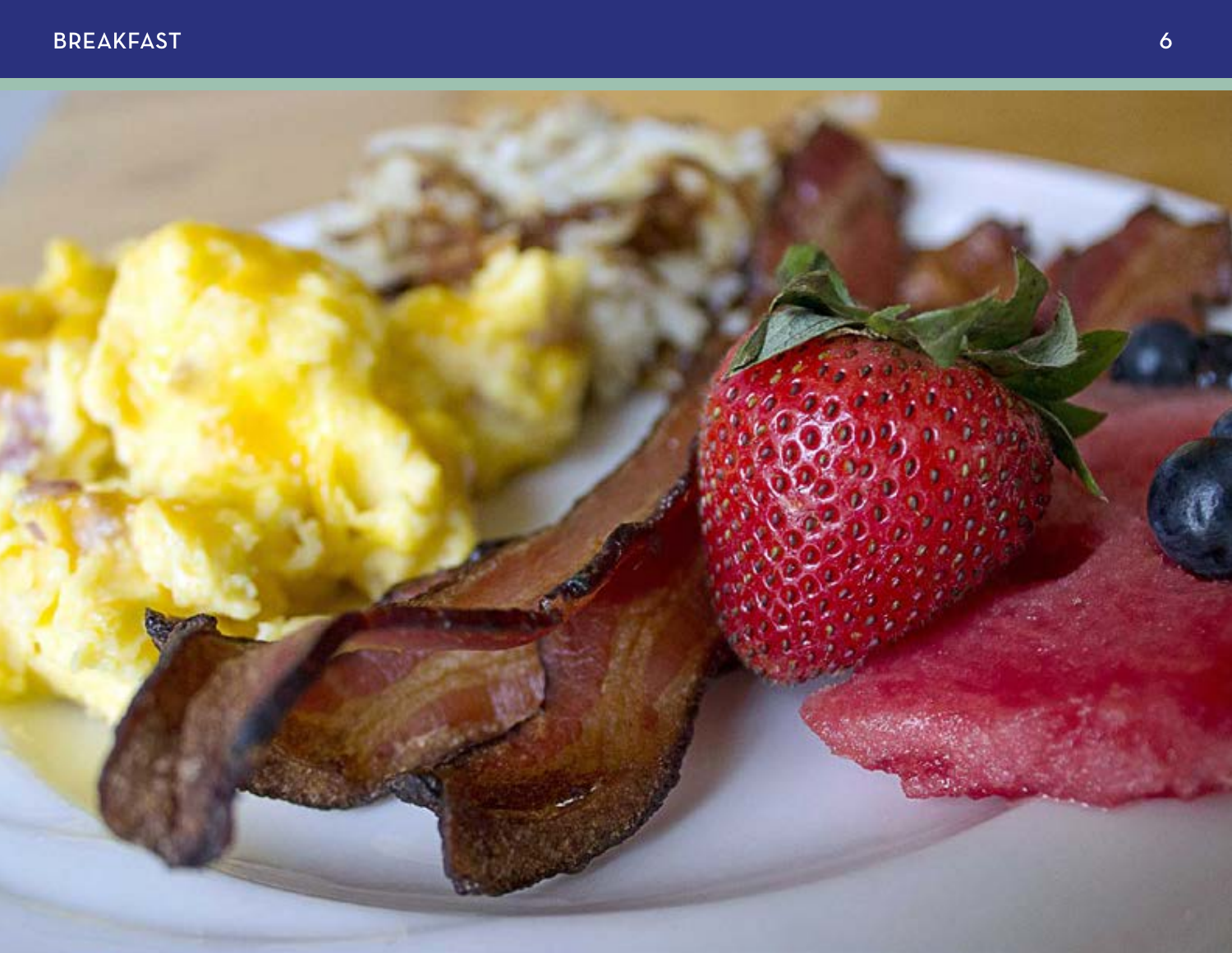# BREAKFAST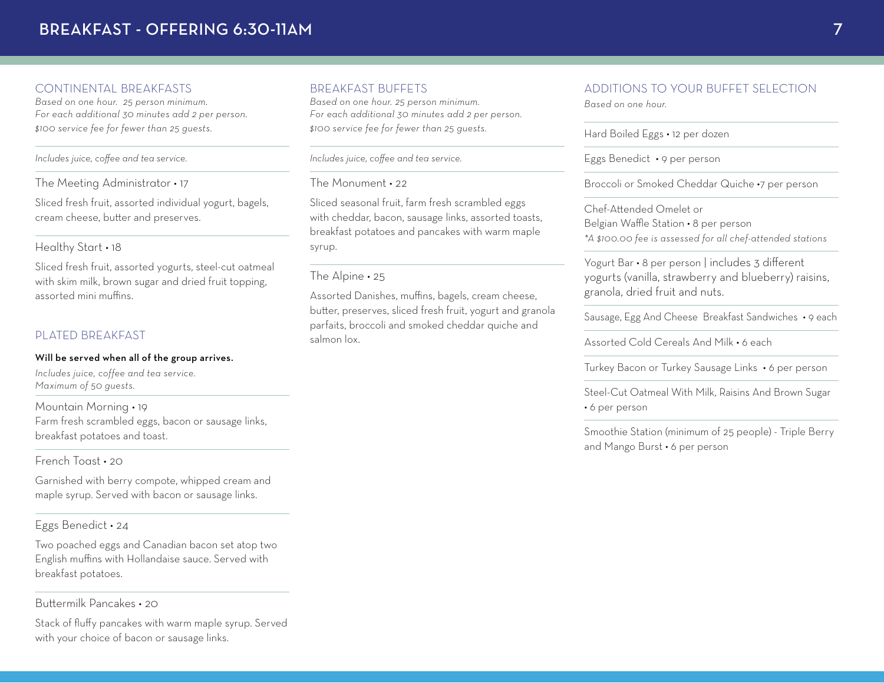# BREAKFAST - OFFERING 6:30-11AM

## CONTINENTAL BREAKFASTS

*Based on one hour. 25 person minimum.*
*For each additional 30 minutes add 2 per person.*
*$100 service fee for fewer than 25 guests.*

*Includes juice, coffee and tea service.*

The Meeting Administrator • 17

Sliced fresh fruit, assorted individual yogurt, bagels, cream cheese, butter and preserves.

Healthy Start • 18

Sliced fresh fruit, assorted yogurts, steel-cut oatmeal with skim milk, brown sugar and dried fruit topping, assorted mini muffins.

## PLATED BREAKFAST

**Will be served when all of the group arrives.**

*Includes juice, coffee and tea service.*
*Maximum of 50 guests.*

Mountain Morning • 19
Farm fresh scrambled eggs, bacon or sausage links, breakfast potatoes and toast.

French Toast • 20

Garnished with berry compote, whipped cream and maple syrup. Served with bacon or sausage links.

Eggs Benedict • 24

Two poached eggs and Canadian bacon set atop two English muffins with Hollandaise sauce. Served with breakfast potatoes.

Buttermilk Pancakes • 20

Stack of fluffy pancakes with warm maple syrup. Served with your choice of bacon or sausage links.

## BREAKFAST BUFFETS

*Based on one hour. 25 person minimum.*
*For each additional 30 minutes add 2 per person.*
*$100 service fee for fewer than 25 guests.*

*Includes juice, coffee and tea service.*

The Monument • 22

Sliced seasonal fruit, farm fresh scrambled eggs with cheddar, bacon, sausage links, assorted toasts, breakfast potatoes and pancakes with warm maple syrup.

The Alpine • 25

Assorted Danishes, muffins, bagels, cream cheese, butter, preserves, sliced fresh fruit, yogurt and granola parfaits, broccoli and smoked cheddar quiche and salmon lox.

## ADDITIONS TO YOUR BUFFET SELECTION

*Based on one hour.*

Hard Boiled Eggs • 12 per dozen

Eggs Benedict • 9 per person

Broccoli or Smoked Cheddar Quiche •7 per person

Chef-Attended Omelet or
Belgian Waffle Station • 8 per person
*\*A $100.00 fee is assessed for all chef-attended stations*

Yogurt Bar • 8 per person | includes 3 different yogurts (vanilla, strawberry and blueberry) raisins, granola, dried fruit and nuts.

Sausage, Egg And Cheese Breakfast Sandwiches • 9 each

Assorted Cold Cereals And Milk • 6 each

Turkey Bacon or Turkey Sausage Links • 6 per person

Steel-Cut Oatmeal With Milk, Raisins And Brown Sugar • 6 per person

Smoothie Station (minimum of 25 people) - Triple Berry and Mango Burst • 6 per person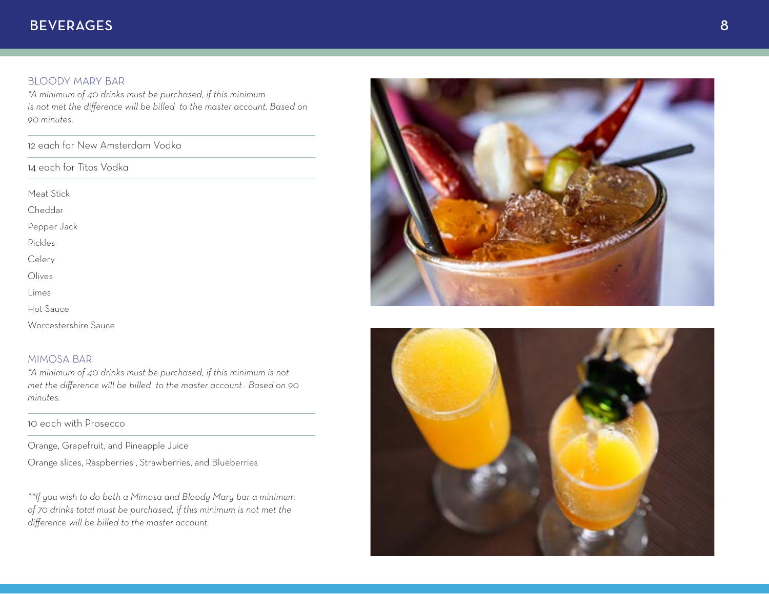# BEVERAGES

## BLOODY MARY BAR

*\*A minimum of 40 drinks must be purchased, if this minimum is not met the difference will be billed to the master account. Based on 90 minutes.*

12 each for New Amsterdam Vodka

14 each for Titos Vodka

Meat Stick

Cheddar

Pepper Jack

Pickles

Celery

Olives

Limes

Hot Sauce

Worcestershire Sauce

## MIMOSA BAR

*\*A minimum of 40 drinks must be purchased, if this minimum is not met the difference will be billed to the master account . Based on 90 minutes.*

10 each with Prosecco

Orange, Grapefruit, and Pineapple Juice

Orange slices, Raspberries , Strawberries, and Blueberries

*\*\*If you wish to do both a Mimosa and Bloody Mary bar a minimum of 70 drinks total must be purchased, if this minimum is not met the difference will be billed to the master account.*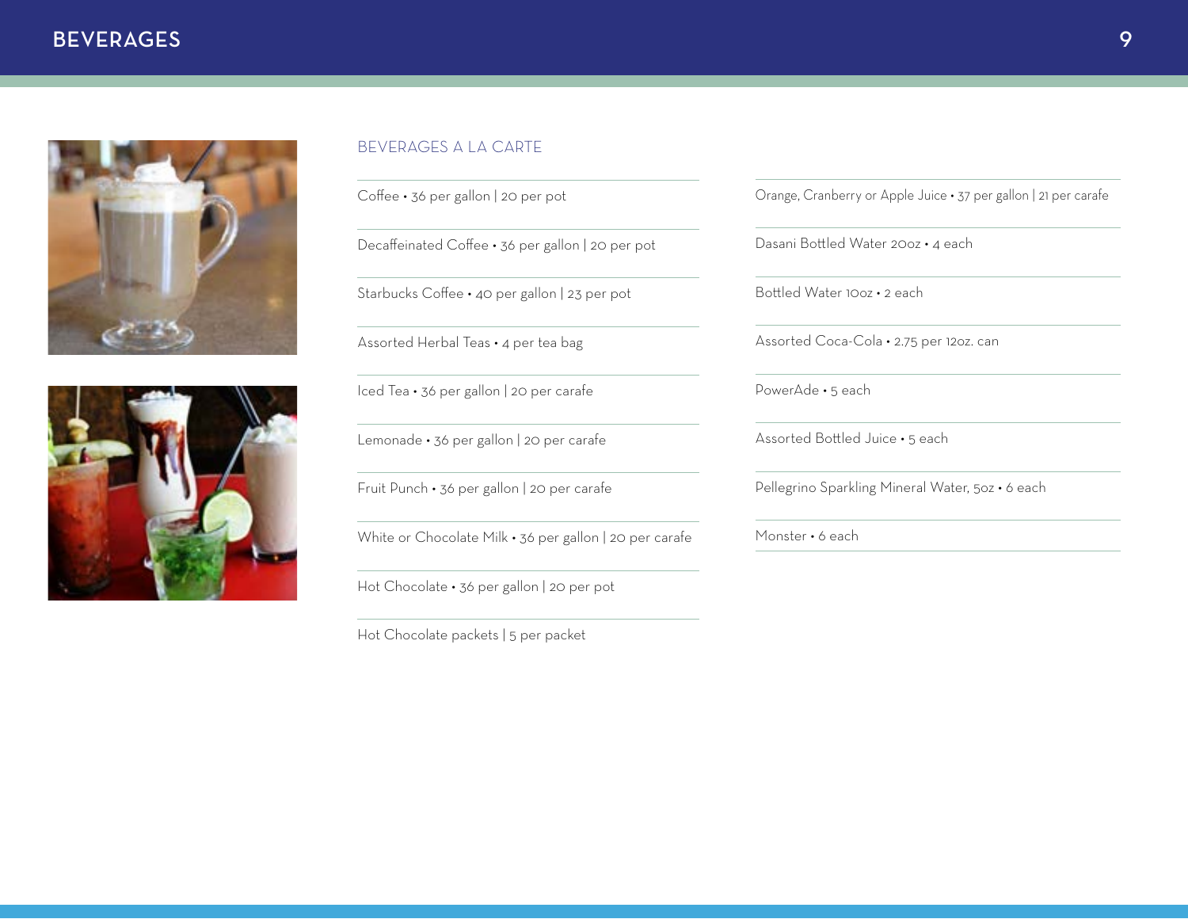# BEVERAGES

## BEVERAGES A LA CARTE

Coffee • 36 per gallon | 20 per pot

Decaffeinated Coffee • 36 per gallon | 20 per pot

Starbucks Coffee • 40 per gallon | 23 per pot

Assorted Herbal Teas • 4 per tea bag

Iced Tea • 36 per gallon | 20 per carafe

Lemonade • 36 per gallon | 20 per carafe

Fruit Punch • 36 per gallon | 20 per carafe

White or Chocolate Milk • 36 per gallon | 20 per carafe

Hot Chocolate • 36 per gallon | 20 per pot

Hot Chocolate packets | 5 per packet

Orange, Cranberry or Apple Juice • 37 per gallon | 21 per carafe

Dasani Bottled Water 20oz • 4 each

Bottled Water 10oz • 2 each

Assorted Coca-Cola • 2.75 per 12oz. can

PowerAde • 5 each

Assorted Bottled Juice • 5 each

Pellegrino Sparkling Mineral Water, 5oz • 6 each

Monster • 6 each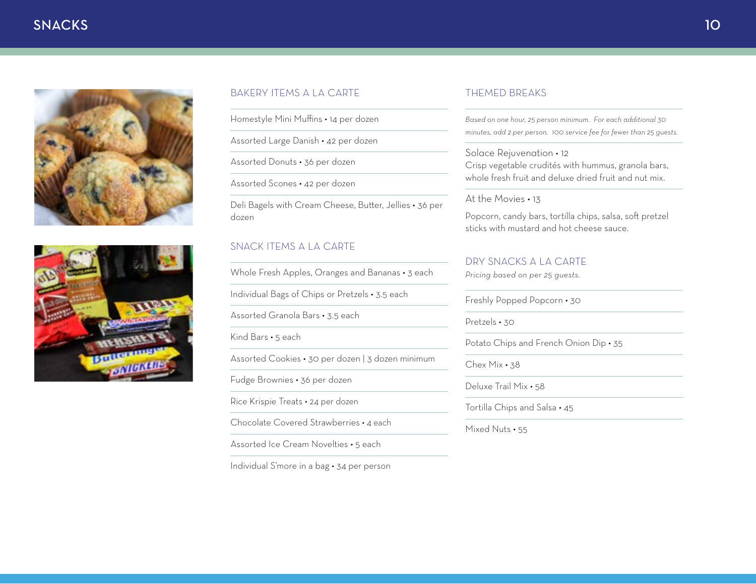# SNACKS

## BAKERY ITEMS A LA CARTE

Homestyle Mini Muffins • 14 per dozen

Assorted Large Danish • 42 per dozen

Assorted Donuts • 36 per dozen

Assorted Scones • 42 per dozen

Deli Bagels with Cream Cheese, Butter, Jellies • 36 per dozen

## SNACK ITEMS A LA CARTE

Whole Fresh Apples, Oranges and Bananas • 3 each

Individual Bags of Chips or Pretzels • 3.5 each

Assorted Granola Bars • 3.5 each

Kind Bars • 5 each

Assorted Cookies • 30 per dozen | 3 dozen minimum

Fudge Brownies • 36 per dozen

Rice Krispie Treats • 24 per dozen

Chocolate Covered Strawberries • 4 each

Assorted Ice Cream Novelties • 5 each

Individual S'more in a bag • 34 per person

## THEMED BREAKS

*Based on one hour, 25 person minimum. For each additional 30 minutes, add 2 per person. 100 service fee for fewer than 25 guests.*

Solace Rejuvenation • 12
Crisp vegetable crudités with hummus, granola bars, whole fresh fruit and deluxe dried fruit and nut mix.

At the Movies • 13

Popcorn, candy bars, tortilla chips, salsa, soft pretzel sticks with mustard and hot cheese sauce.

## DRY SNACKS A LA CARTE

*Pricing based on per 25 guests.*

Freshly Popped Popcorn • 30

Pretzels • 30

Potato Chips and French Onion Dip • 35

Chex Mix • 38

Deluxe Trail Mix • 58

Tortilla Chips and Salsa • 45

Mixed Nuts • 55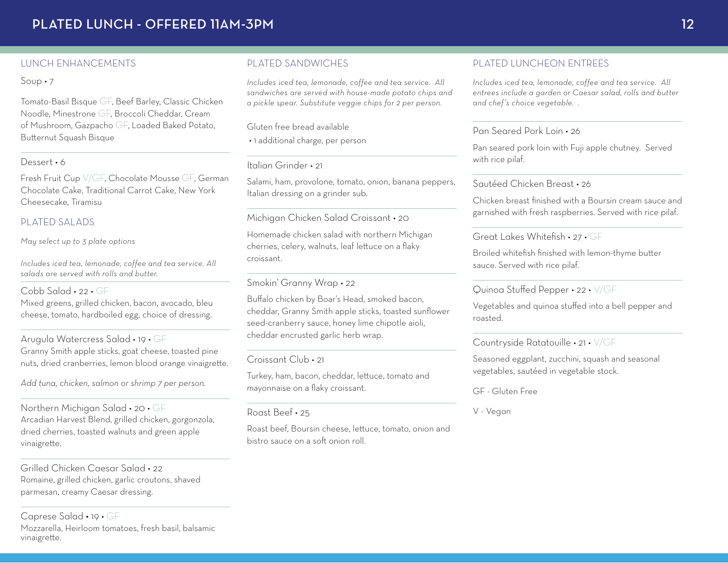# PLATED LUNCH - OFFERED 11AM-3PM

## LUNCH ENHANCEMENTS

Soup • 7

Tomato-Basil Bisque GF, Beef Barley, Classic Chicken Noodle, Minestrone GF, Broccoli Cheddar, Cream of Mushroom, Gazpacho GF, Loaded Baked Potato, Butternut Squash Bisque

Dessert • 6

Fresh Fruit Cup V/GF, Chocolate Mousse GF, German Chocolate Cake, Traditional Carrot Cake, New York Cheesecake, Tiramisu

## PLATED SALADS

*May select up to 3 plate options*

*Includes iced tea, lemonade, coffee and tea service. All salads are served with rolls and butter.*

Cobb Salad • 22 • GF
Mixed greens, grilled chicken, bacon, avocado, bleu cheese, tomato, hardboiled egg, choice of dressing.

Arugula Watercress Salad • 19 • GF
Granny Smith apple sticks, goat cheese, toasted pine nuts, dried cranberries, lemon blood orange vinaigrette.

*Add tuna, chicken, salmon or shrimp 7 per person.*

Northern Michigan Salad • 20 • GF
Arcadian Harvest Blend, grilled chicken, gorgonzola, dried cherries, toasted walnuts and green apple vinaigrette.

Grilled Chicken Caesar Salad • 22
Romaine, grilled chicken, garlic croutons, shaved parmesan, creamy Caesar dressing.

Caprese Salad • 19 • GF
Mozzarella, Heirloom tomatoes, fresh basil, balsamic vinaigrette.

## PLATED SANDWICHES

*Includes iced tea, lemonade, coffee and tea service. All sandwiches are served with house-made potato chips and a pickle spear. Substitute veggie chips for 2 per person.*

Gluten free bread available
• 1 additional charge, per person

Italian Grinder • 21
Salami, ham, provolone, tomato, onion, banana peppers, Italian dressing on a grinder sub.

Michigan Chicken Salad Croissant • 20
Homemade chicken salad with northern Michigan cherries, celery, walnuts, leaf lettuce on a flaky croissant.

Smokin' Granny Wrap • 22
Buffalo chicken by Boar's Head, smoked bacon, cheddar, Granny Smith apple sticks, toasted sunflower seed-cranberry sauce, honey lime chipotle aioli, cheddar encrusted garlic herb wrap.

Croissant Club • 21
Turkey, ham, bacon, cheddar, lettuce, tomato and mayonnaise on a flaky croissant.

Roast Beef • 25
Roast beef, Boursin cheese, lettuce, tomato, onion and bistro sauce on a soft onion roll.

## PLATED LUNCHEON ENTREES

*Includes iced tea, lemonade, coffee and tea service. All entrees include a garden or Caesar salad, rolls and butter and chef's choice vegetable. .*

Pan Seared Pork Loin • 26
Pan seared pork loin with Fuji apple chutney. Served with rice pilaf.

Sautéed Chicken Breast • 26
Chicken breast finished with a Boursin cream sauce and garnished with fresh raspberries. Served with rice pilaf.

Great Lakes Whitefish • 27 • GF
Broiled whitefish finished with lemon-thyme butter sauce. Served with rice pilaf.

Quinoa Stuffed Pepper • 22 • V/GF
Vegetables and quinoa stuffed into a bell pepper and roasted.

Countryside Ratatouille • 21 • V/GF
Seasoned eggplant, zucchini, squash and seasonal vegetables, sautéed in vegetable stock.

GF - Gluten Free

V - Vegan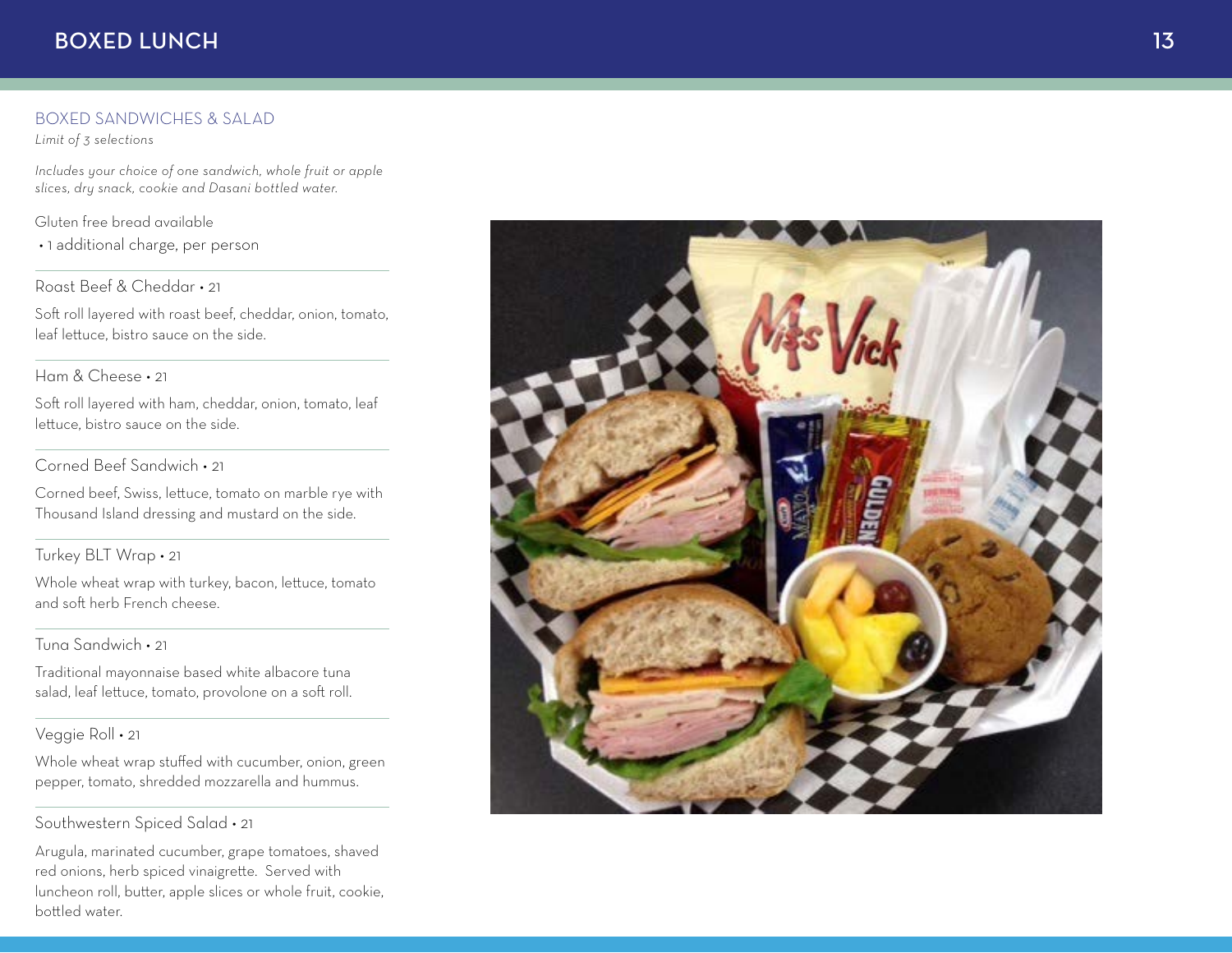# BOXED LUNCH

## BOXED SANDWICHES & SALAD

*Limit of 3 selections*

*Includes your choice of one sandwich, whole fruit or apple slices, dry snack, cookie and Dasani bottled water.*

Gluten free bread available

- 1 additional charge, per person

### Roast Beef & Cheddar • 21

Soft roll layered with roast beef, cheddar, onion, tomato, leaf lettuce, bistro sauce on the side.

### Ham & Cheese • 21

Soft roll layered with ham, cheddar, onion, tomato, leaf lettuce, bistro sauce on the side.

### Corned Beef Sandwich • 21

Corned beef, Swiss, lettuce, tomato on marble rye with Thousand Island dressing and mustard on the side.

### Turkey BLT Wrap • 21

Whole wheat wrap with turkey, bacon, lettuce, tomato and soft herb French cheese.

### Tuna Sandwich • 21

Traditional mayonnaise based white albacore tuna salad, leaf lettuce, tomato, provolone on a soft roll.

### Veggie Roll • 21

Whole wheat wrap stuffed with cucumber, onion, green pepper, tomato, shredded mozzarella and hummus.

### Southwestern Spiced Salad • 21

Arugula, marinated cucumber, grape tomatoes, shaved red onions, herb spiced vinaigrette. Served with luncheon roll, butter, apple slices or whole fruit, cookie, bottled water.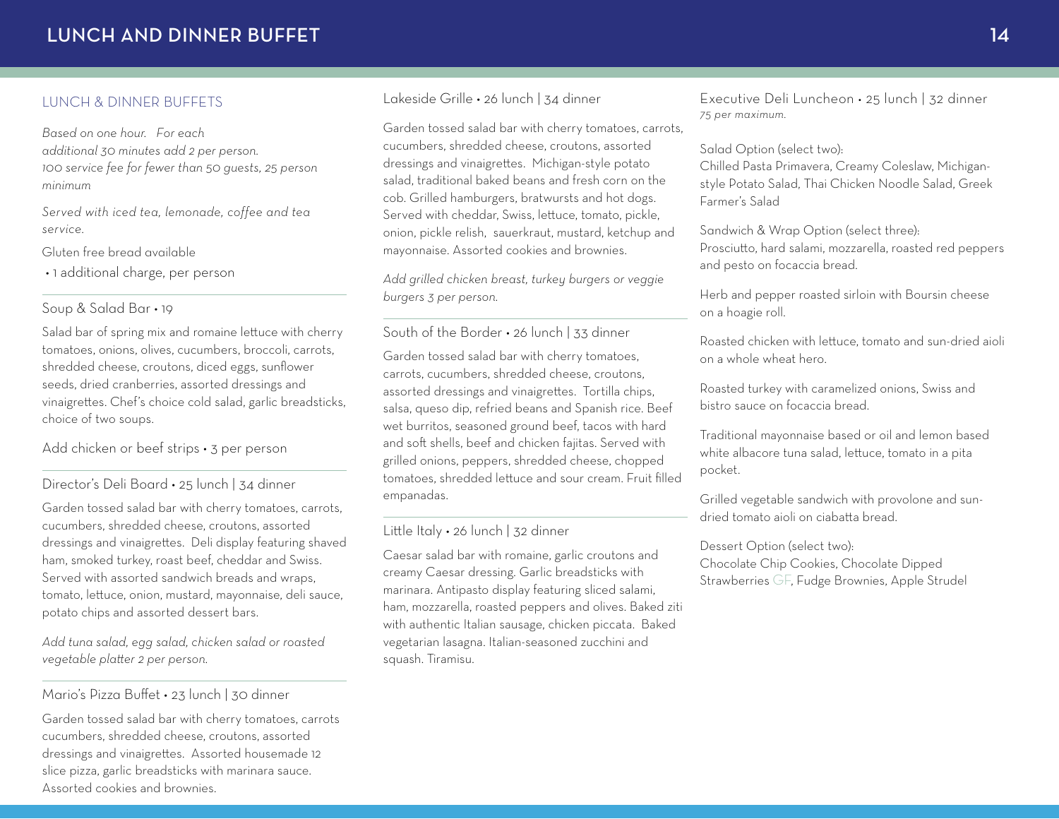## LUNCH & DINNER BUFFETS

*Based on one hour. For each additional 30 minutes add 2 per person.*
*100 service fee for fewer than 50 guests, 25 person minimum*

*Served with iced tea, lemonade, coffee and tea service.*

Gluten free bread available
• 1 additional charge, per person

### Soup & Salad Bar • 19

Salad bar of spring mix and romaine lettuce with cherry tomatoes, onions, olives, cucumbers, broccoli, carrots, shredded cheese, croutons, diced eggs, sunflower seeds, dried cranberries, assorted dressings and vinaigrettes. Chef's choice cold salad, garlic breadsticks, choice of two soups.

Add chicken or beef strips • 3 per person

### Director's Deli Board • 25 lunch | 34 dinner

Garden tossed salad bar with cherry tomatoes, carrots, cucumbers, shredded cheese, croutons, assorted dressings and vinaigrettes. Deli display featuring shaved ham, smoked turkey, roast beef, cheddar and Swiss. Served with assorted sandwich breads and wraps, tomato, lettuce, onion, mustard, mayonnaise, deli sauce, potato chips and assorted dessert bars.

*Add tuna salad, egg salad, chicken salad or roasted vegetable platter 2 per person.*

### Mario's Pizza Buffet • 23 lunch | 30 dinner

Garden tossed salad bar with cherry tomatoes, carrots cucumbers, shredded cheese, croutons, assorted dressings and vinaigrettes. Assorted housemade 12 slice pizza, garlic breadsticks with marinara sauce. Assorted cookies and brownies.

### Lakeside Grille • 26 lunch | 34 dinner

Garden tossed salad bar with cherry tomatoes, carrots, cucumbers, shredded cheese, croutons, assorted dressings and vinaigrettes. Michigan-style potato salad, traditional baked beans and fresh corn on the cob. Grilled hamburgers, bratwursts and hot dogs. Served with cheddar, Swiss, lettuce, tomato, pickle, onion, pickle relish, sauerkraut, mustard, ketchup and mayonnaise. Assorted cookies and brownies.

*Add grilled chicken breast, turkey burgers or veggie burgers 3 per person.*

### South of the Border • 26 lunch | 33 dinner

Garden tossed salad bar with cherry tomatoes, carrots, cucumbers, shredded cheese, croutons, assorted dressings and vinaigrettes. Tortilla chips, salsa, queso dip, refried beans and Spanish rice. Beef wet burritos, seasoned ground beef, tacos with hard and soft shells, beef and chicken fajitas. Served with grilled onions, peppers, shredded cheese, chopped tomatoes, shredded lettuce and sour cream. Fruit filled empanadas.

### Little Italy • 26 lunch | 32 dinner

Caesar salad bar with romaine, garlic croutons and creamy Caesar dressing. Garlic breadsticks with marinara. Antipasto display featuring sliced salami, ham, mozzarella, roasted peppers and olives. Baked ziti with authentic Italian sausage, chicken piccata. Baked vegetarian lasagna. Italian-seasoned zucchini and squash. Tiramisu.

### Executive Deli Luncheon • 25 lunch | 32 dinner

*75 per maximum.*

Salad Option (select two):
Chilled Pasta Primavera, Creamy Coleslaw, Michigan-style Potato Salad, Thai Chicken Noodle Salad, Greek Farmer's Salad

Sandwich & Wrap Option (select three):
Prosciutto, hard salami, mozzarella, roasted red peppers and pesto on focaccia bread.

Herb and pepper roasted sirloin with Boursin cheese on a hoagie roll.

Roasted chicken with lettuce, tomato and sun-dried aioli on a whole wheat hero.

Roasted turkey with caramelized onions, Swiss and bistro sauce on focaccia bread.

Traditional mayonnaise based or oil and lemon based white albacore tuna salad, lettuce, tomato in a pita pocket.

Grilled vegetable sandwich with provolone and sun-dried tomato aioli on ciabatta bread.

Dessert Option (select two):
Chocolate Chip Cookies, Chocolate Dipped Strawberries GF, Fudge Brownies, Apple Strudel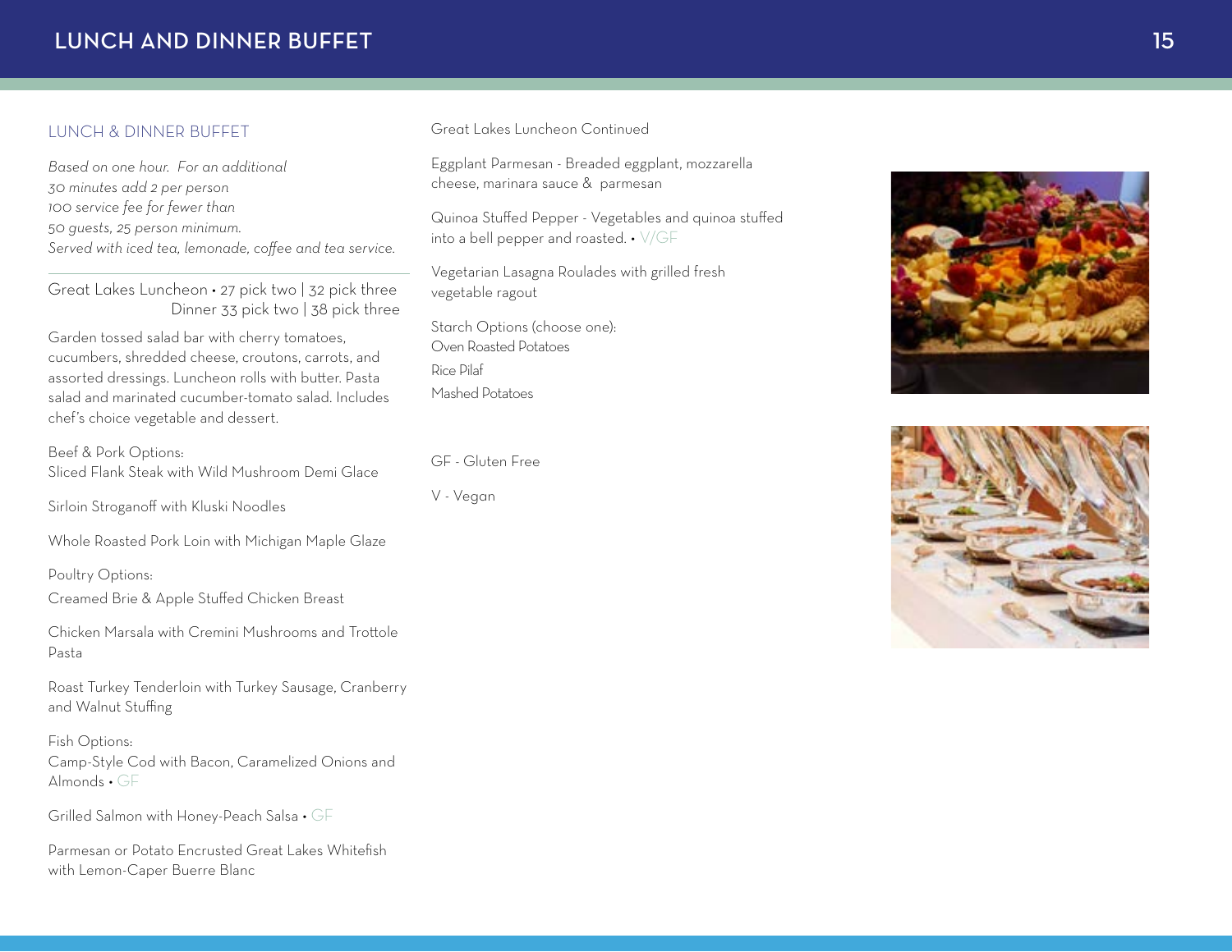## LUNCH & DINNER BUFFET

*Based on one hour. For an additional 30 minutes add 2 per person 100 service fee for fewer than 50 guests, 25 person minimum. Served with iced tea, lemonade, coffee and tea service.*

---

### Great Lakes Luncheon • 27 pick two | 32 pick three
### Dinner 33 pick two | 38 pick three

Garden tossed salad bar with cherry tomatoes, cucumbers, shredded cheese, croutons, carrots, and assorted dressings. Luncheon rolls with butter. Pasta salad and marinated cucumber-tomato salad. Includes chef's choice vegetable and dessert.

Beef & Pork Options:
Sliced Flank Steak with Wild Mushroom Demi Glace

Sirloin Stroganoff with Kluski Noodles

Whole Roasted Pork Loin with Michigan Maple Glaze

Poultry Options:
Creamed Brie & Apple Stuffed Chicken Breast

Chicken Marsala with Cremini Mushrooms and Trottole Pasta

Roast Turkey Tenderloin with Turkey Sausage, Cranberry and Walnut Stuffing

Fish Options:
Camp-Style Cod with Bacon, Caramelized Onions and Almonds • GF

Grilled Salmon with Honey-Peach Salsa • GF

Parmesan or Potato Encrusted Great Lakes Whitefish with Lemon-Caper Buerre Blanc

Great Lakes Luncheon Continued

Eggplant Parmesan - Breaded eggplant, mozzarella cheese, marinara sauce & parmesan

Quinoa Stuffed Pepper - Vegetables and quinoa stuffed into a bell pepper and roasted. • V/GF

Vegetarian Lasagna Roulades with grilled fresh vegetable ragout

Starch Options (choose one):
Oven Roasted Potatoes
Rice Pilaf
Mashed Potatoes

GF - Gluten Free

V - Vegan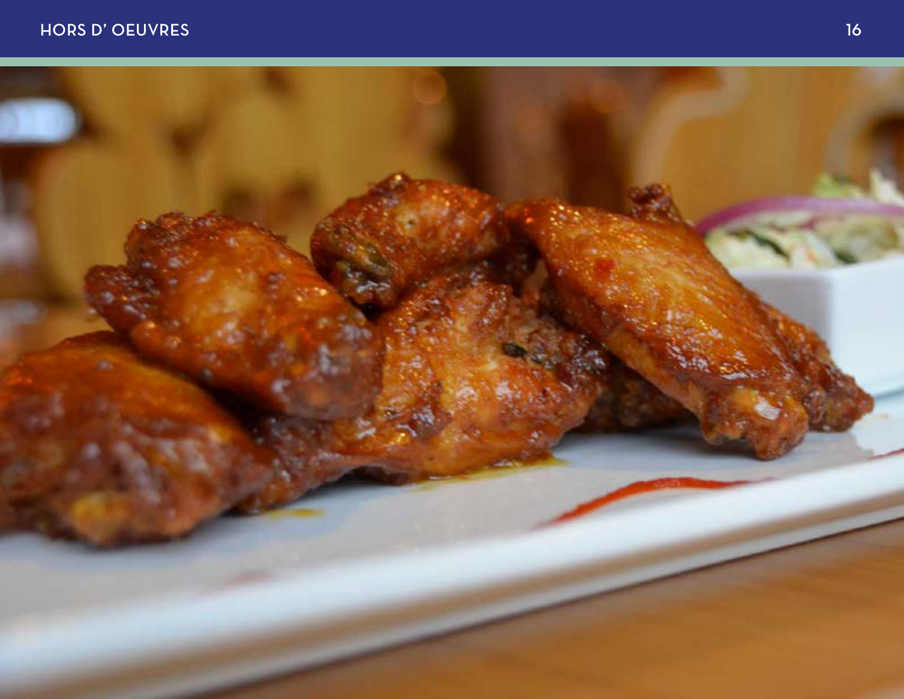# HORS D' OEUVRES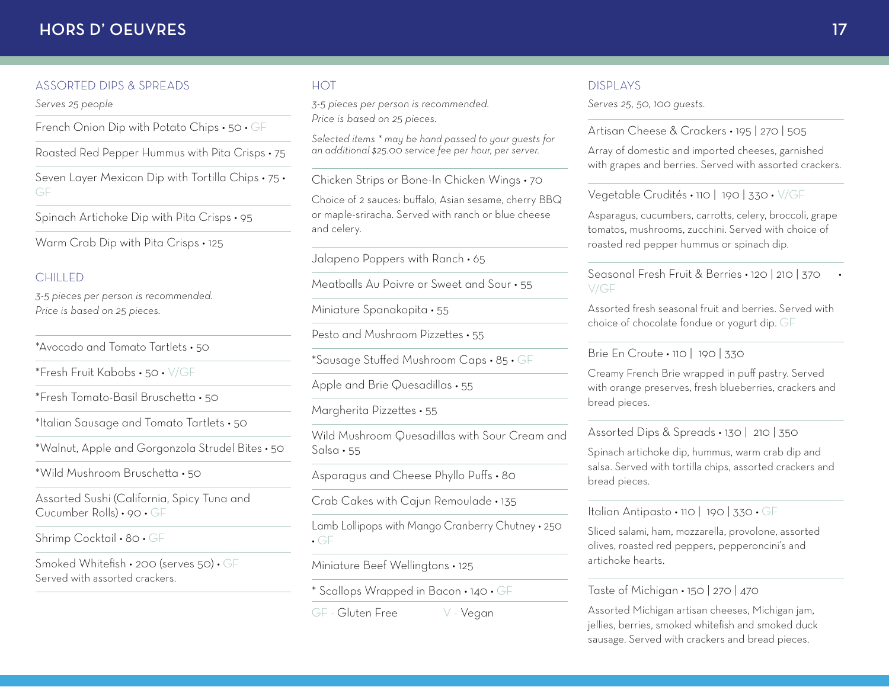# HORS D' OEUVRES

## ASSORTED DIPS & SPREADS

*Serves 25 people*

French Onion Dip with Potato Chips • 50 • GF

Roasted Red Pepper Hummus with Pita Crisps • 75

Seven Layer Mexican Dip with Tortilla Chips • 75 • GF

Spinach Artichoke Dip with Pita Crisps • 95

Warm Crab Dip with Pita Crisps • 125

## CHILLED

*3-5 pieces per person is recommended.*
*Price is based on 25 pieces.*

*Avocado and Tomato Tartlets • 50

*Fresh Fruit Kabobs • 50 • V/GF

*Fresh Tomato-Basil Bruschetta • 50

*Italian Sausage and Tomato Tartlets • 50

*Walnut, Apple and Gorgonzola Strudel Bites • 50

*Wild Mushroom Bruschetta • 50

Assorted Sushi (California, Spicy Tuna and Cucumber Rolls) • 90 • GF

Shrimp Cocktail • 80 • GF

Smoked Whitefish • 200 (serves 50) • GF
Served with assorted crackers.

## HOT

*3-5 pieces per person is recommended.*
*Price is based on 25 pieces.*

*Selected items * may be hand passed to your guests for an additional $25.00 service fee per hour, per server.*

Chicken Strips or Bone-In Chicken Wings • 70

Choice of 2 sauces: buffalo, Asian sesame, cherry BBQ or maple-sriracha. Served with ranch or blue cheese and celery.

Jalapeno Poppers with Ranch • 65

Meatballs Au Poivre or Sweet and Sour • 55

Miniature Spanakopita • 55

Pesto and Mushroom Pizzettes • 55

*Sausage Stuffed Mushroom Caps • 85 • GF

Apple and Brie Quesadillas • 55

Margherita Pizzettes • 55

Wild Mushroom Quesadillas with Sour Cream and Salsa • 55

Asparagus and Cheese Phyllo Puffs • 80

Crab Cakes with Cajun Remoulade • 135

Lamb Lollipops with Mango Cranberry Chutney • 250 • GF

Miniature Beef Wellingtons • 125

* Scallops Wrapped in Bacon • 140 • GF

GF - Gluten Free V - Vegan

## DISPLAYS

*Serves 25, 50, 100 guests.*

Artisan Cheese & Crackers • 195 | 270 | 505

Array of domestic and imported cheeses, garnished with grapes and berries. Served with assorted crackers.

Vegetable Crudités • 110 | 190 | 330 • V/GF

Asparagus, cucumbers, carrotts, celery, broccoli, grape tomatos, mushrooms, zucchini. Served with choice of roasted red pepper hummus or spinach dip.

Seasonal Fresh Fruit & Berries • 120 | 210 | 370 • V/GF

Assorted fresh seasonal fruit and berries. Served with choice of chocolate fondue or yogurt dip. GF

Brie En Croute • 110 | 190 | 330

Creamy French Brie wrapped in puff pastry. Served with orange preserves, fresh blueberries, crackers and bread pieces.

Assorted Dips & Spreads • 130 | 210 | 350

Spinach artichoke dip, hummus, warm crab dip and salsa. Served with tortilla chips, assorted crackers and bread pieces.

Italian Antipasto • 110 | 190 | 330 • GF

Sliced salami, ham, mozzarella, provolone, assorted olives, roasted red peppers, pepperoncini's and artichoke hearts.

Taste of Michigan • 150 | 270 | 470

Assorted Michigan artisan cheeses, Michigan jam, jellies, berries, smoked whitefish and smoked duck sausage. Served with crackers and bread pieces.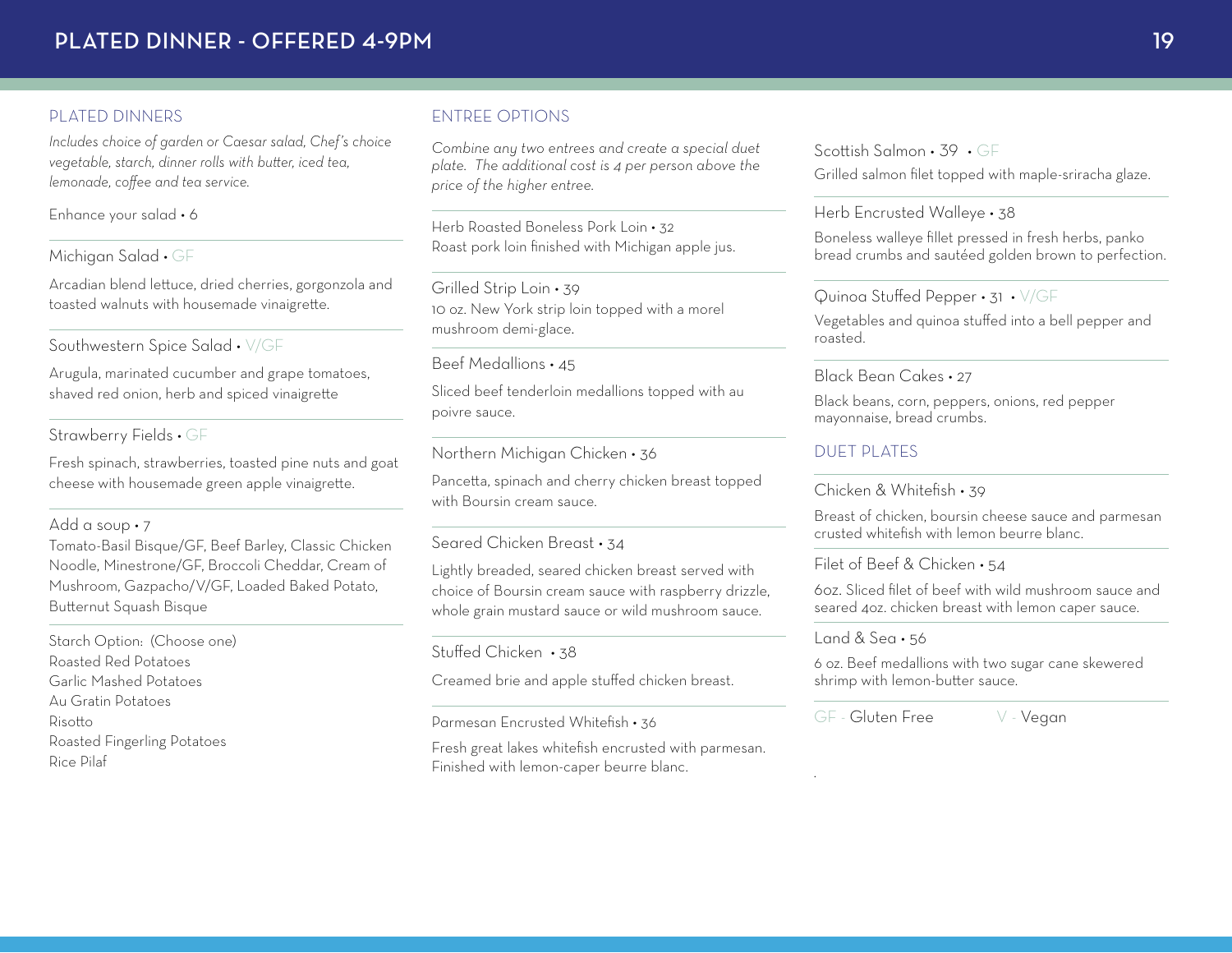# PLATED DINNER - OFFERED 4-9PM

## PLATED DINNERS

*Includes choice of garden or Caesar salad, Chef's choice vegetable, starch, dinner rolls with butter, iced tea, lemonade, coffee and tea service.*

Enhance your salad • 6

### Michigan Salad • GF

Arcadian blend lettuce, dried cherries, gorgonzola and toasted walnuts with housemade vinaigrette.

### Southwestern Spice Salad • V/GF

Arugula, marinated cucumber and grape tomatoes, shaved red onion, herb and spiced vinaigrette

### Strawberry Fields • GF

Fresh spinach, strawberries, toasted pine nuts and goat cheese with housemade green apple vinaigrette.

### Add a soup • 7

Tomato-Basil Bisque/GF, Beef Barley, Classic Chicken Noodle, Minestrone/GF, Broccoli Cheddar, Cream of Mushroom, Gazpacho/V/GF, Loaded Baked Potato, Butternut Squash Bisque

Starch Option: (Choose one)
Roasted Red Potatoes
Garlic Mashed Potatoes
Au Gratin Potatoes
Risotto
Roasted Fingerling Potatoes
Rice Pilaf

## ENTREE OPTIONS

*Combine any two entrees and create a special duet plate. The additional cost is 4 per person above the price of the higher entree.*

### Herb Roasted Boneless Pork Loin • 32

Roast pork loin finished with Michigan apple jus.

### Grilled Strip Loin • 39

10 oz. New York strip loin topped with a morel mushroom demi-glace.

### Beef Medallions • 45

Sliced beef tenderloin medallions topped with au poivre sauce.

### Northern Michigan Chicken • 36

Pancetta, spinach and cherry chicken breast topped with Boursin cream sauce.

### Seared Chicken Breast • 34

Lightly breaded, seared chicken breast served with choice of Boursin cream sauce with raspberry drizzle, whole grain mustard sauce or wild mushroom sauce.

### Stuffed Chicken • 38

Creamed brie and apple stuffed chicken breast.

### Parmesan Encrusted Whitefish • 36

Fresh great lakes whitefish encrusted with parmesan. Finished with lemon-caper beurre blanc.

### Scottish Salmon • 39 • GF

Grilled salmon filet topped with maple-sriracha glaze.

### Herb Encrusted Walleye • 38

Boneless walleye fillet pressed in fresh herbs, panko bread crumbs and sautéed golden brown to perfection.

### Quinoa Stuffed Pepper • 31 • V/GF

Vegetables and quinoa stuffed into a bell pepper and roasted.

### Black Bean Cakes • 27

Black beans, corn, peppers, onions, red pepper mayonnaise, bread crumbs.

## DUET PLATES

### Chicken & Whitefish • 39

Breast of chicken, boursin cheese sauce and parmesan crusted whitefish with lemon beurre blanc.

### Filet of Beef & Chicken • 54

6oz. Sliced filet of beef with wild mushroom sauce and seared 4oz. chicken breast with lemon caper sauce.

### Land & Sea • 56

6 oz. Beef medallions with two sugar cane skewered shrimp with lemon-butter sauce.

GF - Gluten Free    V - Vegan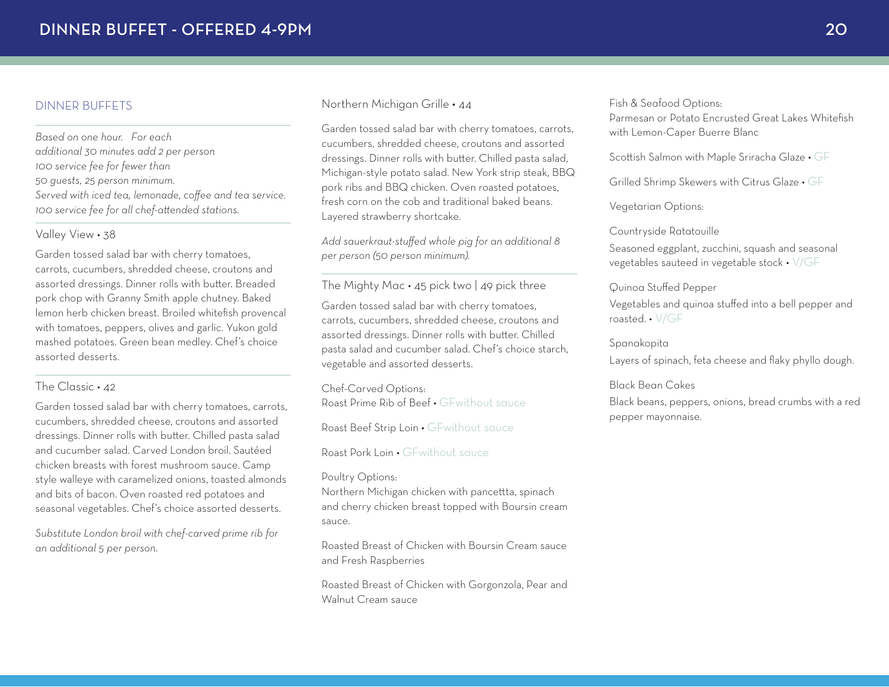# DINNER BUFFET - OFFERED 4-9PM

## DINNER BUFFETS

*Based on one hour. For each additional 30 minutes add 2 per person*
*100 service fee for fewer than 50 guests, 25 person minimum.*
*Served with iced tea, lemonade, coffee and tea service.*
*100 service fee for all chef-attended stations.*

### Valley View • 38

Garden tossed salad bar with cherry tomatoes, carrots, cucumbers, shredded cheese, croutons and assorted dressings. Dinner rolls with butter. Breaded pork chop with Granny Smith apple chutney. Baked lemon herb chicken breast. Broiled whitefish provencal with tomatoes, peppers, olives and garlic. Yukon gold mashed potatoes. Green bean medley. Chef's choice assorted desserts.

### The Classic • 42

Garden tossed salad bar with cherry tomatoes, carrots, cucumbers, shredded cheese, croutons and assorted dressings. Dinner rolls with butter. Chilled pasta salad and cucumber salad. Carved London broil. Sautéed chicken breasts with forest mushroom sauce. Camp style walleye with caramelized onions, toasted almonds and bits of bacon. Oven roasted red potatoes and seasonal vegetables. Chef's choice assorted desserts.

*Substitute London broil with chef-carved prime rib for an additional 5 per person.*

### Northern Michigan Grille • 44

Garden tossed salad bar with cherry tomatoes, carrots, cucumbers, shredded cheese, croutons and assorted dressings. Dinner rolls with butter. Chilled pasta salad, Michigan-style potato salad. New York strip steak, BBQ pork ribs and BBQ chicken. Oven roasted potatoes, fresh corn on the cob and traditional baked beans. Layered strawberry shortcake.

*Add sauerkraut-stuffed whole pig for an additional 8 per person (50 person minimum).*

### The Mighty Mac • 45 pick two | 49 pick three

Garden tossed salad bar with cherry tomatoes, carrots, cucumbers, shredded cheese, croutons and assorted dressings. Dinner rolls with butter. Chilled pasta salad and cucumber salad. Chef's choice starch, vegetable and assorted desserts.

Chef-Carved Options:
Roast Prime Rib of Beef • GFwithout sauce

Roast Beef Strip Loin • GFwithout sauce

Roast Pork Loin • GFwithout sauce

Poultry Options:
Northern Michigan chicken with pancettta, spinach and cherry chicken breast topped with Boursin cream sauce.

Roasted Breast of Chicken with Boursin Cream sauce and Fresh Raspberries

Roasted Breast of Chicken with Gorgonzola, Pear and Walnut Cream sauce

Fish & Seafood Options:
Parmesan or Potato Encrusted Great Lakes Whitefish with Lemon-Caper Buerre Blanc

Scottish Salmon with Maple Sriracha Glaze • GF

Grilled Shrimp Skewers with Citrus Glaze • GF

Vegetarian Options:

Countryside Ratatouille
Seasoned eggplant, zucchini, squash and seasonal vegetables sauteed in vegetable stock • V/GF

Quinoa Stuffed Pepper
Vegetables and quinoa stuffed into a bell pepper and roasted. • V/GF

Spanakopita
Layers of spinach, feta cheese and flaky phyllo dough.

Black Bean Cakes
Black beans, peppers, onions, bread crumbs with a red pepper mayonnaise.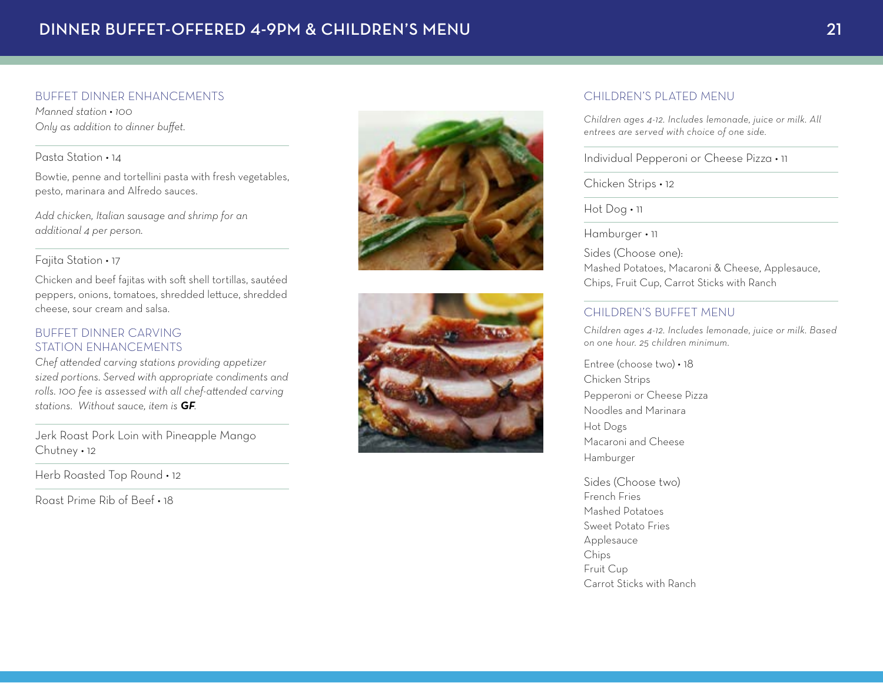# DINNER BUFFET-OFFERED 4-9PM & CHILDREN'S MENU

## BUFFET DINNER ENHANCEMENTS

*Manned station • 100*
*Only as addition to dinner buffet.*

### Pasta Station • 14

Bowtie, penne and tortellini pasta with fresh vegetables, pesto, marinara and Alfredo sauces.

*Add chicken, Italian sausage and shrimp for an additional 4 per person.*

### Fajita Station • 17

Chicken and beef fajitas with soft shell tortillas, sautéed peppers, onions, tomatoes, shredded lettuce, shredded cheese, sour cream and salsa.

## BUFFET DINNER CARVING STATION ENHANCEMENTS

*Chef attended carving stations providing appetizer sized portions. Served with appropriate condiments and rolls. 100 fee is assessed with all chef-attended carving stations. Without sauce, item is* ***GF****.*

Jerk Roast Pork Loin with Pineapple Mango Chutney • 12

Herb Roasted Top Round • 12

Roast Prime Rib of Beef • 18

## CHILDREN'S PLATED MENU

*Children ages 4-12. Includes lemonade, juice or milk. All entrees are served with choice of one side.*

Individual Pepperoni or Cheese Pizza • 11

Chicken Strips • 12

Hot Dog • 11

Hamburger • 11

Sides (Choose one):
Mashed Potatoes, Macaroni & Cheese, Applesauce, Chips, Fruit Cup, Carrot Sticks with Ranch

## CHILDREN'S BUFFET MENU

*Children ages 4-12. Includes lemonade, juice or milk. Based on one hour. 25 children minimum.*

Entree (choose two) • 18
Chicken Strips
Pepperoni or Cheese Pizza
Noodles and Marinara
Hot Dogs
Macaroni and Cheese
Hamburger

Sides (Choose two)
French Fries
Mashed Potatoes
Sweet Potato Fries
Applesauce
Chips
Fruit Cup
Carrot Sticks with Ranch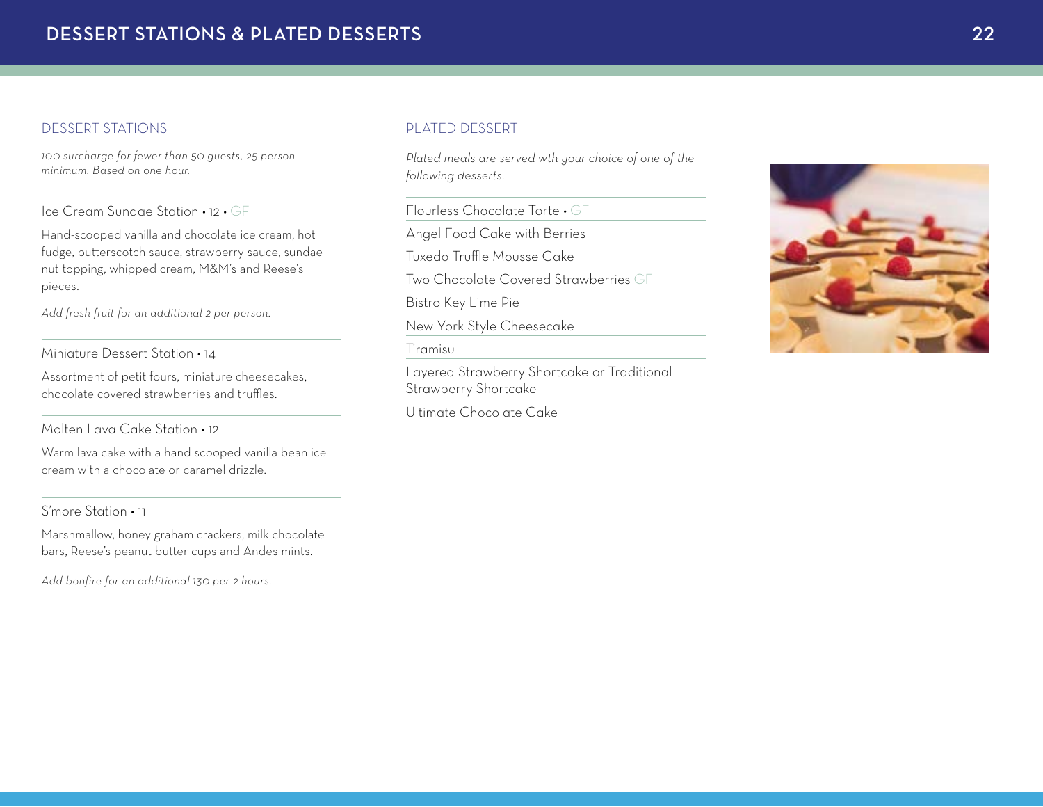# DESSERT STATIONS & PLATED DESSERTS

## DESSERT STATIONS

*100 surcharge for fewer than 50 guests, 25 person minimum. Based on one hour.*

### Ice Cream Sundae Station • 12 • GF

Hand-scooped vanilla and chocolate ice cream, hot fudge, butterscotch sauce, strawberry sauce, sundae nut topping, whipped cream, M&M's and Reese's pieces.

*Add fresh fruit for an additional 2 per person.*

### Miniature Dessert Station • 14

Assortment of petit fours, miniature cheesecakes, chocolate covered strawberries and truffles.

### Molten Lava Cake Station • 12

Warm lava cake with a hand scooped vanilla bean ice cream with a chocolate or caramel drizzle.

### S'more Station • 11

Marshmallow, honey graham crackers, milk chocolate bars, Reese's peanut butter cups and Andes mints.

*Add bonfire for an additional 130 per 2 hours.*

## PLATED DESSERT

*Plated meals are served wth your choice of one of the following desserts.*

- Flourless Chocolate Torte • GF
- Angel Food Cake with Berries
- Tuxedo Truffle Mousse Cake
- Two Chocolate Covered Strawberries GF
- Bistro Key Lime Pie
- New York Style Cheesecake
- Tiramisu
- Layered Strawberry Shortcake or Traditional Strawberry Shortcake
- Ultimate Chocolate Cake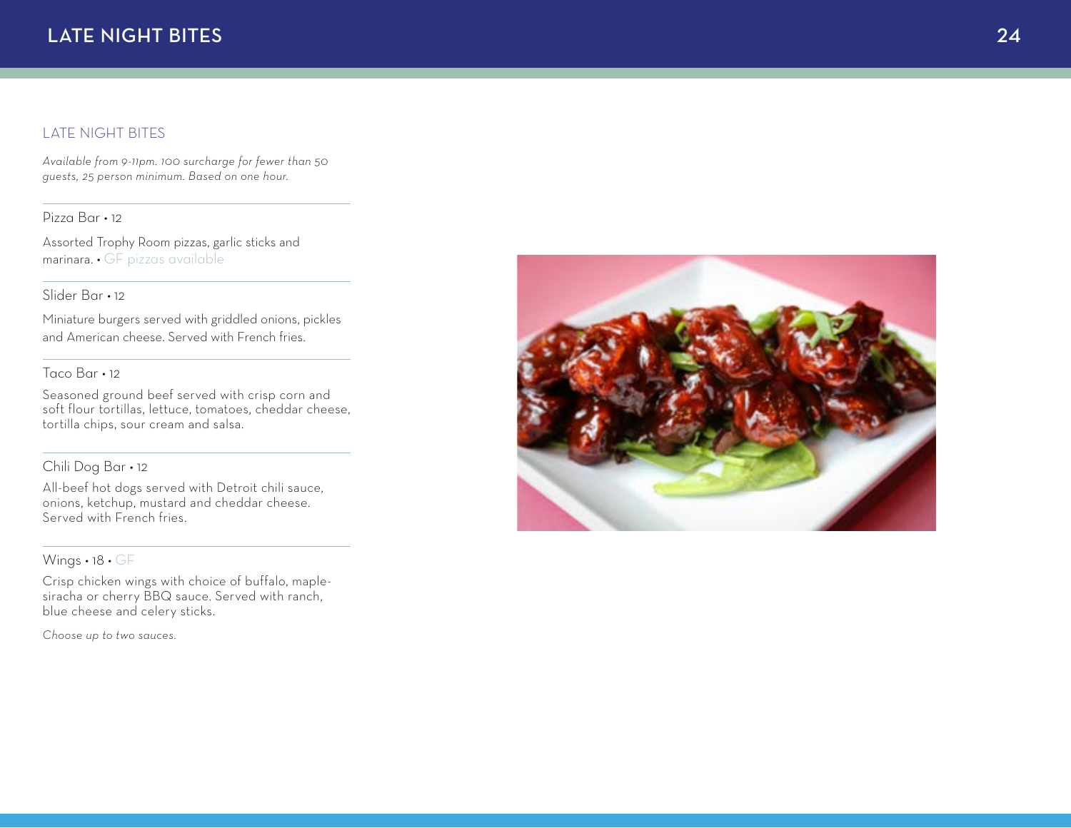## LATE NIGHT BITES

*Available from 9-11pm. 100 surcharge for fewer than 50 guests, 25 person minimum. Based on one hour.*

---

### Pizza Bar • 12

Assorted Trophy Room pizzas, garlic sticks and marinara. • GF pizzas available

---

### Slider Bar • 12

Miniature burgers served with griddled onions, pickles and American cheese. Served with French fries.

---

### Taco Bar • 12

Seasoned ground beef served with crisp corn and soft flour tortillas, lettuce, tomatoes, cheddar cheese, tortilla chips, sour cream and salsa.

---

### Chili Dog Bar • 12

All-beef hot dogs served with Detroit chili sauce, onions, ketchup, mustard and cheddar cheese. Served with French fries.

---

### Wings • 18 • GF

Crisp chicken wings with choice of buffalo, maple-siracha or cherry BBQ sauce. Served with ranch, blue cheese and celery sticks.

*Choose up to two sauces.*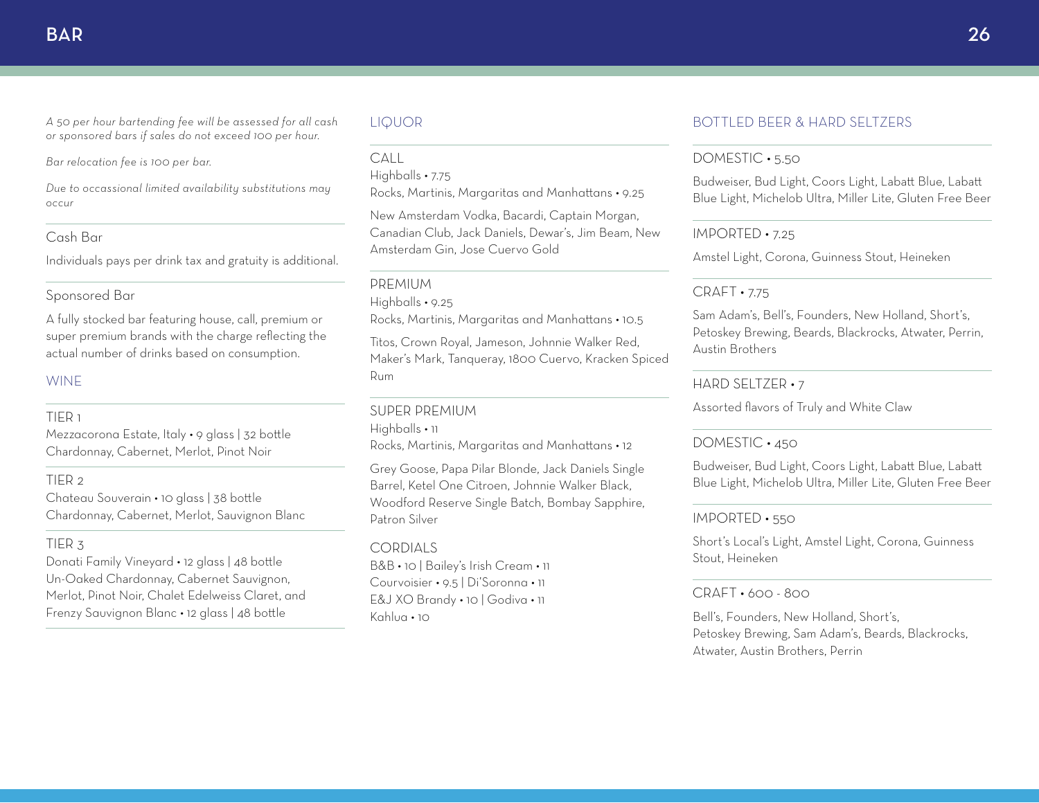# BAR

*A 50 per hour bartending fee will be assessed for all cash or sponsored bars if sales do not exceed 100 per hour.*

*Bar relocation fee is 100 per bar.*

*Due to occassional limited availability substitutions may occur*

### Cash Bar

Individuals pays per drink tax and gratuity is additional.

### Sponsored Bar

A fully stocked bar featuring house, call, premium or super premium brands with the charge reflecting the actual number of drinks based on consumption.

## WINE

### TIER 1

Mezzacorona Estate, Italy • 9 glass | 32 bottle
Chardonnay, Cabernet, Merlot, Pinot Noir

### TIER 2

Chateau Souverain • 10 glass | 38 bottle
Chardonnay, Cabernet, Merlot, Sauvignon Blanc

### TIER 3

Donati Family Vineyard • 12 glass | 48 bottle
Un-Oaked Chardonnay, Cabernet Sauvignon, Merlot, Pinot Noir, Chalet Edelweiss Claret, and Frenzy Sauvignon Blanc • 12 glass | 48 bottle

## LIQUOR

### CALL

Highballs • 7.75
Rocks, Martinis, Margaritas and Manhattans • 9.25

New Amsterdam Vodka, Bacardi, Captain Morgan, Canadian Club, Jack Daniels, Dewar's, Jim Beam, New Amsterdam Gin, Jose Cuervo Gold

### PREMIUM

Highballs • 9.25
Rocks, Martinis, Margaritas and Manhattans • 10.5

Titos, Crown Royal, Jameson, Johnnie Walker Red, Maker's Mark, Tanqueray, 1800 Cuervo, Kracken Spiced Rum

### SUPER PREMIUM

Highballs • 11
Rocks, Martinis, Margaritas and Manhattans • 12

Grey Goose, Papa Pilar Blonde, Jack Daniels Single Barrel, Ketel One Citroen, Johnnie Walker Black, Woodford Reserve Single Batch, Bombay Sapphire, Patron Silver

### CORDIALS

B&B • 10 | Bailey's Irish Cream • 11
Courvoisier • 9.5 | Di'Soronna • 11
E&J XO Brandy • 10 | Godiva • 11
Kahlua • 10

## BOTTLED BEER & HARD SELTZERS

### DOMESTIC • 5.50

Budweiser, Bud Light, Coors Light, Labatt Blue, Labatt Blue Light, Michelob Ultra, Miller Lite, Gluten Free Beer

### IMPORTED • 7.25

Amstel Light, Corona, Guinness Stout, Heineken

### CRAFT • 7.75

Sam Adam's, Bell's, Founders, New Holland, Short's, Petoskey Brewing, Beards, Blackrocks, Atwater, Perrin, Austin Brothers

### HARD SELTZER • 7

Assorted flavors of Truly and White Claw

### DOMESTIC • 450

Budweiser, Bud Light, Coors Light, Labatt Blue, Labatt Blue Light, Michelob Ultra, Miller Lite, Gluten Free Beer

### IMPORTED • 550

Short's Local's Light, Amstel Light, Corona, Guinness Stout, Heineken

### CRAFT • 600 - 800

Bell's, Founders, New Holland, Short's, Petoskey Brewing, Sam Adam's, Beards, Blackrocks, Atwater, Austin Brothers, Perrin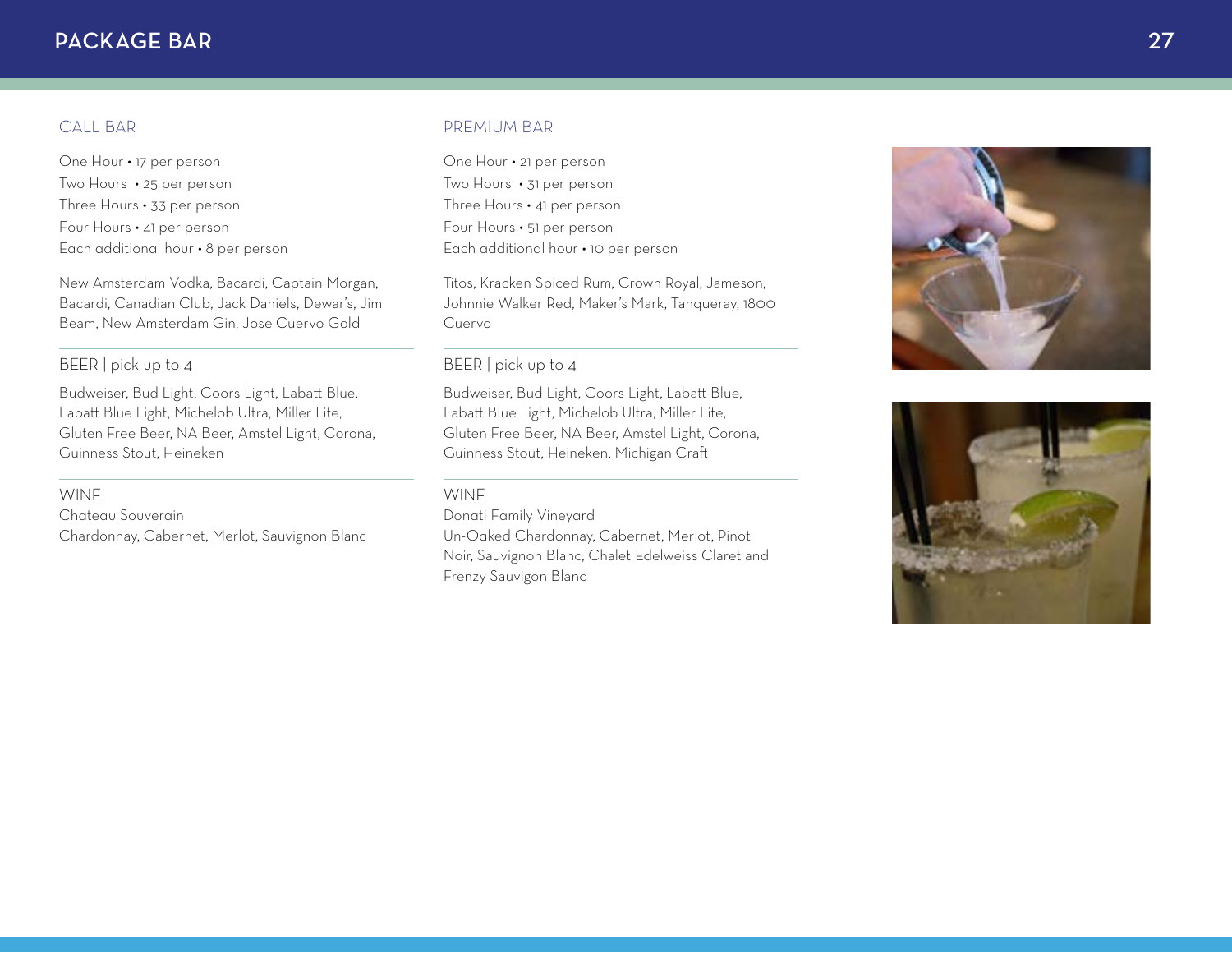# PACKAGE BAR

## CALL BAR

One Hour • 17 per person
Two Hours • 25 per person
Three Hours • 33 per person
Four Hours • 41 per person
Each additional hour • 8 per person

New Amsterdam Vodka, Bacardi, Captain Morgan, Bacardi, Canadian Club, Jack Daniels, Dewar's, Jim Beam, New Amsterdam Gin, Jose Cuervo Gold

### BEER | pick up to 4

Budweiser, Bud Light, Coors Light, Labatt Blue, Labatt Blue Light, Michelob Ultra, Miller Lite, Gluten Free Beer, NA Beer, Amstel Light, Corona, Guinness Stout, Heineken

### WINE

Chateau Souverain
Chardonnay, Cabernet, Merlot, Sauvignon Blanc

## PREMIUM BAR

One Hour • 21 per person
Two Hours • 31 per person
Three Hours • 41 per person
Four Hours • 51 per person
Each additional hour • 10 per person

Titos, Kracken Spiced Rum, Crown Royal, Jameson, Johnnie Walker Red, Maker's Mark, Tanqueray, 1800 Cuervo

### BEER | pick up to 4

Budweiser, Bud Light, Coors Light, Labatt Blue, Labatt Blue Light, Michelob Ultra, Miller Lite, Gluten Free Beer, NA Beer, Amstel Light, Corona, Guinness Stout, Heineken, Michigan Craft

### WINE

Donati Family Vineyard
Un-Oaked Chardonnay, Cabernet, Merlot, Pinot Noir, Sauvignon Blanc, Chalet Edelweiss Claret and Frenzy Sauvigon Blanc